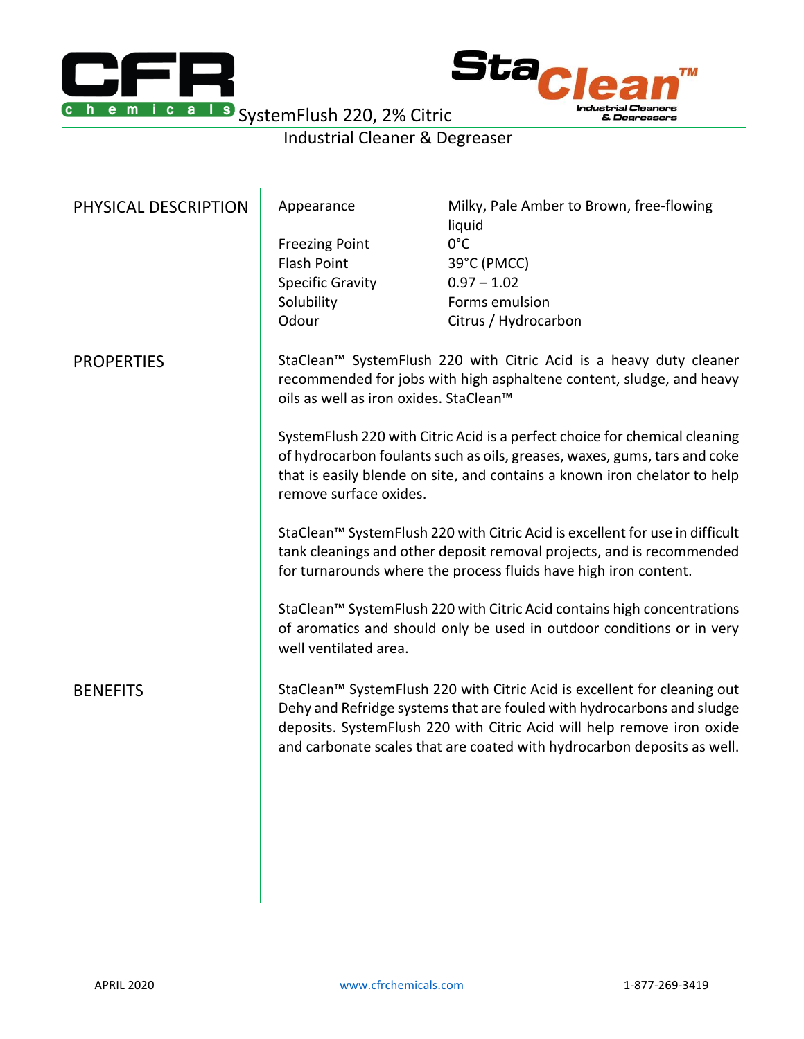# SystemFlush 220, 2% Citric

## Industrial Cleaner & Degreaser

## PHYSICAL DESCRIPTION

| | |
|---|---|
| Appearance | Milky, Pale Amber to Brown, free-flowing liquid |
| Freezing Point | 0°C |
| Flash Point | 39°C (PMCC) |
| Specific Gravity | 0.97 – 1.02 |
| Solubility | Forms emulsion |
| Odour | Citrus / Hydrocarbon |

## PROPERTIES

StaClean™ SystemFlush 220 with Citric Acid is a heavy duty cleaner recommended for jobs with high asphaltene content, sludge, and heavy oils as well as iron oxides. StaClean™

SystemFlush 220 with Citric Acid is a perfect choice for chemical cleaning of hydrocarbon foulants such as oils, greases, waxes, gums, tars and coke that is easily blende on site, and contains a known iron chelator to help remove surface oxides.

StaClean™ SystemFlush 220 with Citric Acid is excellent for use in difficult tank cleanings and other deposit removal projects, and is recommended for turnarounds where the process fluids have high iron content.

StaClean™ SystemFlush 220 with Citric Acid contains high concentrations of aromatics and should only be used in outdoor conditions or in very well ventilated area.

## BENEFITS

StaClean™ SystemFlush 220 with Citric Acid is excellent for cleaning out Dehy and Refridge systems that are fouled with hydrocarbons and sludge deposits. SystemFlush 220 with Citric Acid will help remove iron oxide and carbonate scales that are coated with hydrocarbon deposits as well.

APRIL 2020 www.cfrchemicals.com 1-877-269-3419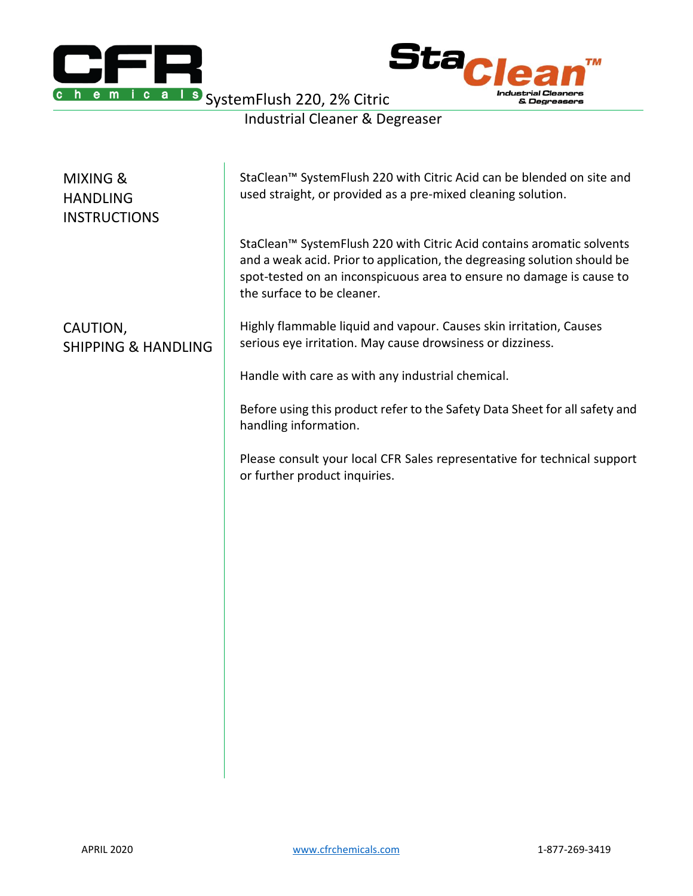# SystemFlush 220, 2% Citric

Industrial Cleaner & Degreaser

| | |
|---|---|
| MIXING & HANDLING INSTRUCTIONS | StaClean™ SystemFlush 220 with Citric Acid can be blended on site and used straight, or provided as a pre-mixed cleaning solution.<br><br>StaClean™ SystemFlush 220 with Citric Acid contains aromatic solvents and a weak acid. Prior to application, the degreasing solution should be spot-tested on an inconspicuous area to ensure no damage is cause to the surface to be cleaner. |
| CAUTION, SHIPPING & HANDLING | Highly flammable liquid and vapour. Causes skin irritation, Causes serious eye irritation. May cause drowsiness or dizziness.<br><br>Handle with care as with any industrial chemical.<br><br>Before using this product refer to the Safety Data Sheet for all safety and handling information.<br><br>Please consult your local CFR Sales representative for technical support or further product inquiries. |

APRIL 2020 www.cfrchemicals.com 1-877-269-3419